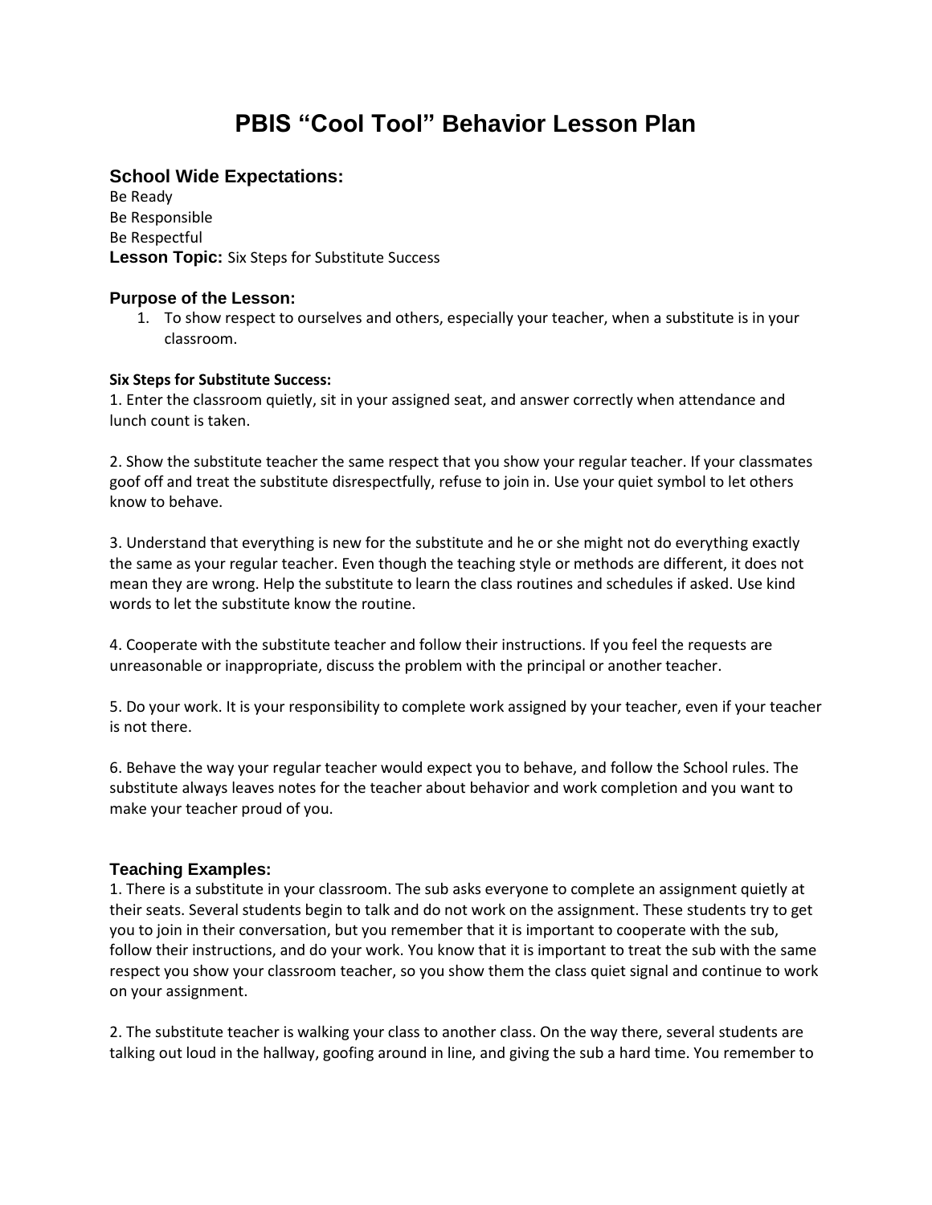# PBIS "Cool Tool" Behavior Lesson Plan

## School Wide Expectations:

Be Ready
Be Responsible
Be Respectful

**Lesson Topic:** Six Steps for Substitute Success

### Purpose of the Lesson:

1. To show respect to ourselves and others, especially your teacher, when a substitute is in your classroom.

**Six Steps for Substitute Success:**

1. Enter the classroom quietly, sit in your assigned seat, and answer correctly when attendance and lunch count is taken.

2. Show the substitute teacher the same respect that you show your regular teacher. If your classmates goof off and treat the substitute disrespectfully, refuse to join in. Use your quiet symbol to let others know to behave.

3. Understand that everything is new for the substitute and he or she might not do everything exactly the same as your regular teacher. Even though the teaching style or methods are different, it does not mean they are wrong. Help the substitute to learn the class routines and schedules if asked. Use kind words to let the substitute know the routine.

4. Cooperate with the substitute teacher and follow their instructions. If you feel the requests are unreasonable or inappropriate, discuss the problem with the principal or another teacher.

5. Do your work. It is your responsibility to complete work assigned by your teacher, even if your teacher is not there.

6. Behave the way your regular teacher would expect you to behave, and follow the School rules. The substitute always leaves notes for the teacher about behavior and work completion and you want to make your teacher proud of you.

### Teaching Examples:

1. There is a substitute in your classroom. The sub asks everyone to complete an assignment quietly at their seats. Several students begin to talk and do not work on the assignment. These students try to get you to join in their conversation, but you remember that it is important to cooperate with the sub, follow their instructions, and do your work. You know that it is important to treat the sub with the same respect you show your classroom teacher, so you show them the class quiet signal and continue to work on your assignment.

2. The substitute teacher is walking your class to another class. On the way there, several students are talking out loud in the hallway, goofing around in line, and giving the sub a hard time. You remember to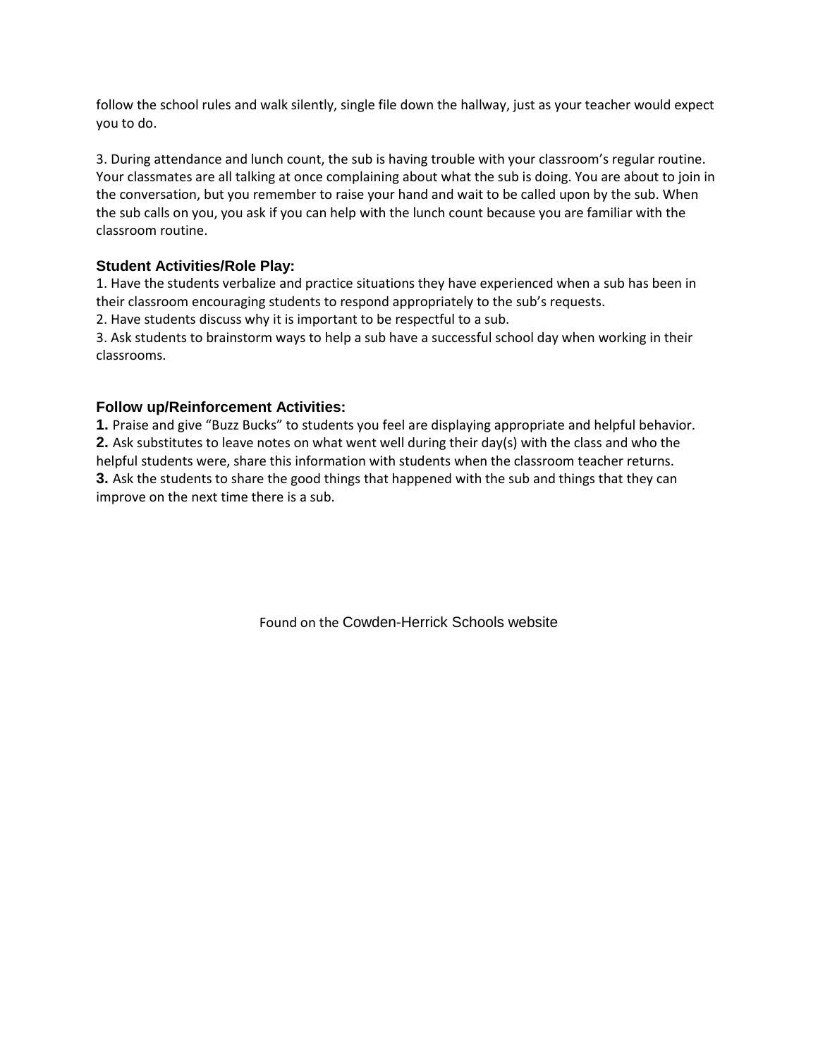follow the school rules and walk silently, single file down the hallway, just as your teacher would expect you to do.

3. During attendance and lunch count, the sub is having trouble with your classroom's regular routine. Your classmates are all talking at once complaining about what the sub is doing. You are about to join in the conversation, but you remember to raise your hand and wait to be called upon by the sub. When the sub calls on you, you ask if you can help with the lunch count because you are familiar with the classroom routine.

### Student Activities/Role Play:

1. Have the students verbalize and practice situations they have experienced when a sub has been in their classroom encouraging students to respond appropriately to the sub's requests.
2. Have students discuss why it is important to be respectful to a sub.
3. Ask students to brainstorm ways to help a sub have a successful school day when working in their classrooms.

### Follow up/Reinforcement Activities:

**1.** Praise and give "Buzz Bucks" to students you feel are displaying appropriate and helpful behavior.
**2.** Ask substitutes to leave notes on what went well during their day(s) with the class and who the helpful students were, share this information with students when the classroom teacher returns.
**3.** Ask the students to share the good things that happened with the sub and things that they can improve on the next time there is a sub.

Found on the Cowden-Herrick Schools website